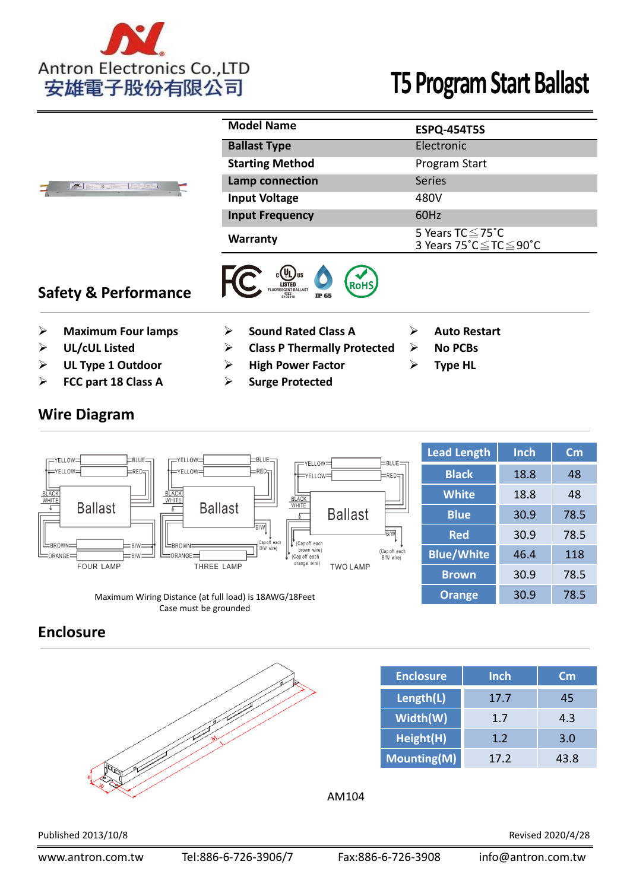Antron Electronics Co.,LTD
安雄電子股份有限公司

# T5 Program Start Ballast

| Model Name | ESPQ-454T5S |
|---|---|
| Ballast Type | Electronic |
| Starting Method | Program Start |
| Lamp connection | Series |
| Input Voltage | 480V |
| Input Frequency | 60Hz |
| Warranty | 5 Years TC≦75˚C<br>3 Years 75˚C≦TC≦90˚C |

## Safety & Performance

- Maximum Four lamps
- UL/cUL Listed
- UL Type 1 Outdoor
- FCC part 18 Class A
- Sound Rated Class A
- Class P Thermally Protected
- High Power Factor
- Surge Protected
- Auto Restart
- No PCBs
- Type HL

## Wire Diagram

FOUR LAMP | THREE LAMP (Cap off each B/W wire) | TWO LAMP (Cap off each brown wire) (Cap off each orange wire) (Cap off each B/W wire)

Maximum Wiring Distance (at full load) is 18AWG/18Feet
Case must be grounded

| Lead Length | Inch | Cm |
|---|---|---|
| Black | 18.8 | 48 |
| White | 18.8 | 48 |
| Blue | 30.9 | 78.5 |
| Red | 30.9 | 78.5 |
| Blue/White | 46.4 | 118 |
| Brown | 30.9 | 78.5 |
| Orange | 30.9 | 78.5 |

## Enclosure

| Enclosure | Inch | Cm |
|---|---|---|
| Length(L) | 17.7 | 45 |
| Width(W) | 1.7 | 4.3 |
| Height(H) | 1.2 | 3.0 |
| Mounting(M) | 17.2 | 43.8 |

AM104

Published 2013/10/8    Revised 2020/4/28

www.antron.com.tw    Tel:886-6-726-3906/7    Fax:886-6-726-3908    info@antron.com.tw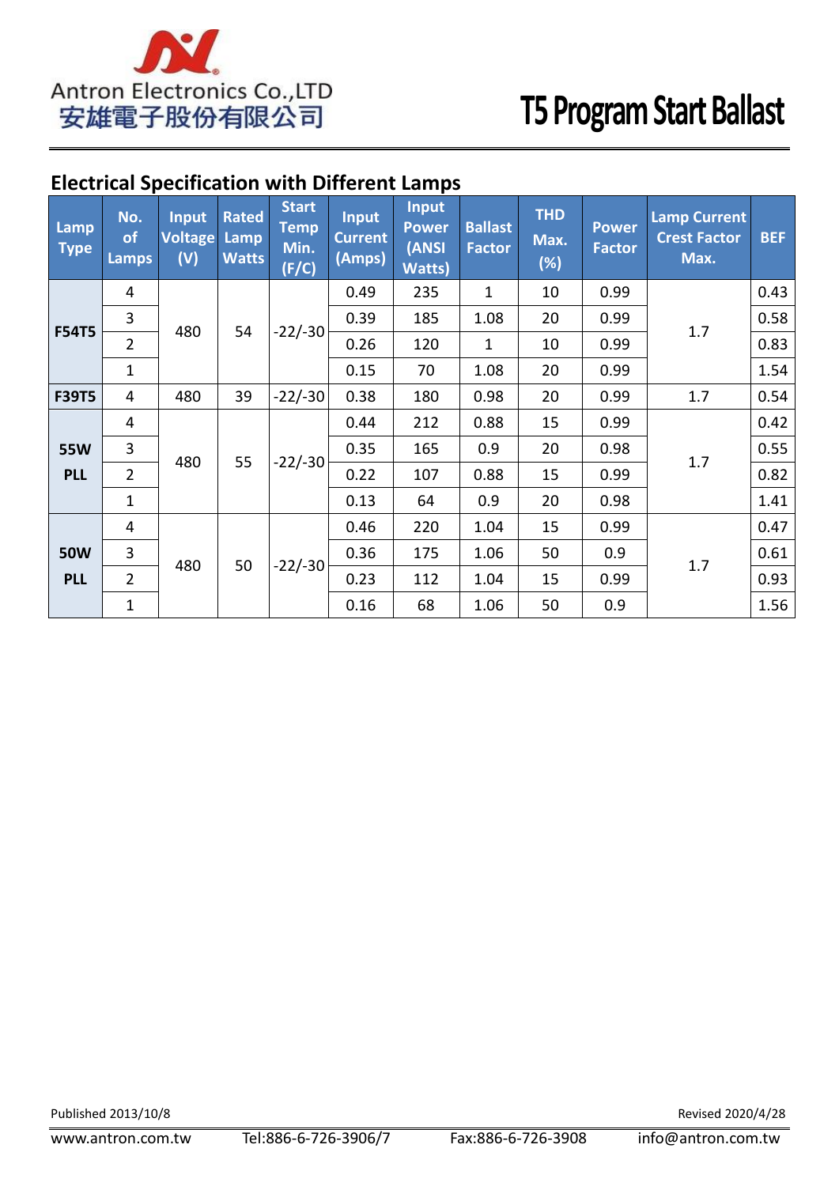# T5 Program Start Ballast

Antron Electronics Co.,LTD
安雄電子股份有限公司

## Electrical Specification with Different Lamps

| Lamp Type | No. of Lamps | Input Voltage (V) | Rated Lamp Watts | Start Temp Min. (F/C) | Input Current (Amps) | Input Power (ANSI Watts) | Ballast Factor | THD Max. (%) | Power Factor | Lamp Current Crest Factor Max. | BEF |
|---|---|---|---|---|---|---|---|---|---|---|---|
| **F54T5** | 4 | 480 | 54 | -22/-30 | 0.49 | 235 | 1 | 10 | 0.99 | 1.7 | 0.43 |
| | 3 | | | | 0.39 | 185 | 1.08 | 20 | 0.99 | | 0.58 |
| | 2 | | | | 0.26 | 120 | 1 | 10 | 0.99 | | 0.83 |
| | 1 | | | | 0.15 | 70 | 1.08 | 20 | 0.99 | | 1.54 |
| **F39T5** | 4 | 480 | 39 | -22/-30 | 0.38 | 180 | 0.98 | 20 | 0.99 | 1.7 | 0.54 |
| **55W PLL** | 4 | 480 | 55 | -22/-30 | 0.44 | 212 | 0.88 | 15 | 0.99 | 1.7 | 0.42 |
| | 3 | | | | 0.35 | 165 | 0.9 | 20 | 0.98 | | 0.55 |
| | 2 | | | | 0.22 | 107 | 0.88 | 15 | 0.99 | | 0.82 |
| | 1 | | | | 0.13 | 64 | 0.9 | 20 | 0.98 | | 1.41 |
| **50W PLL** | 4 | 480 | 50 | -22/-30 | 0.46 | 220 | 1.04 | 15 | 0.99 | 1.7 | 0.47 |
| | 3 | | | | 0.36 | 175 | 1.06 | 50 | 0.9 | | 0.61 |
| | 2 | | | | 0.23 | 112 | 1.04 | 15 | 0.99 | | 0.93 |
| | 1 | | | | 0.16 | 68 | 1.06 | 50 | 0.9 | | 1.56 |

Published 2013/10/8 Revised 2020/4/28

www.antron.com.tw Tel:886-6-726-3906/7 Fax:886-6-726-3908 info@antron.com.tw